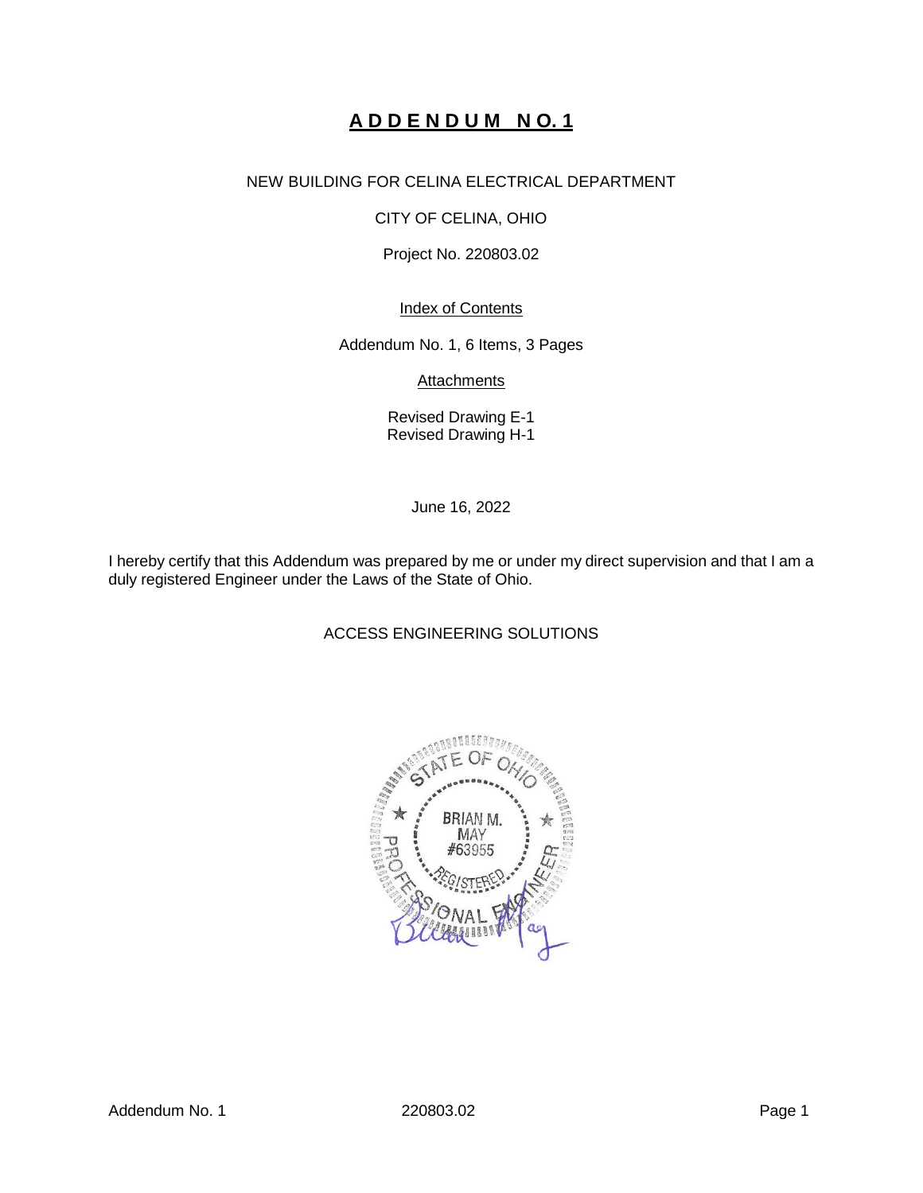# **ADDENDUM NO. 1**

NEW BUILDING FOR CELINA ELECTRICAL DEPARTMENT

CITY OF CELINA, OHIO

Project No. 220803.02

Index of Contents

Addendum No. 1, 6 Items, 3 Pages

Attachments

Revised Drawing E-1
Revised Drawing H-1

June 16, 2022

I hereby certify that this Addendum was prepared by me or under my direct supervision and that I am a duly registered Engineer under the Laws of the State of Ohio.

ACCESS ENGINEERING SOLUTIONS

STATE OF OHIO
BRIAN M. MAY
#63955
REGISTERED
PROFESSIONAL ENGINEER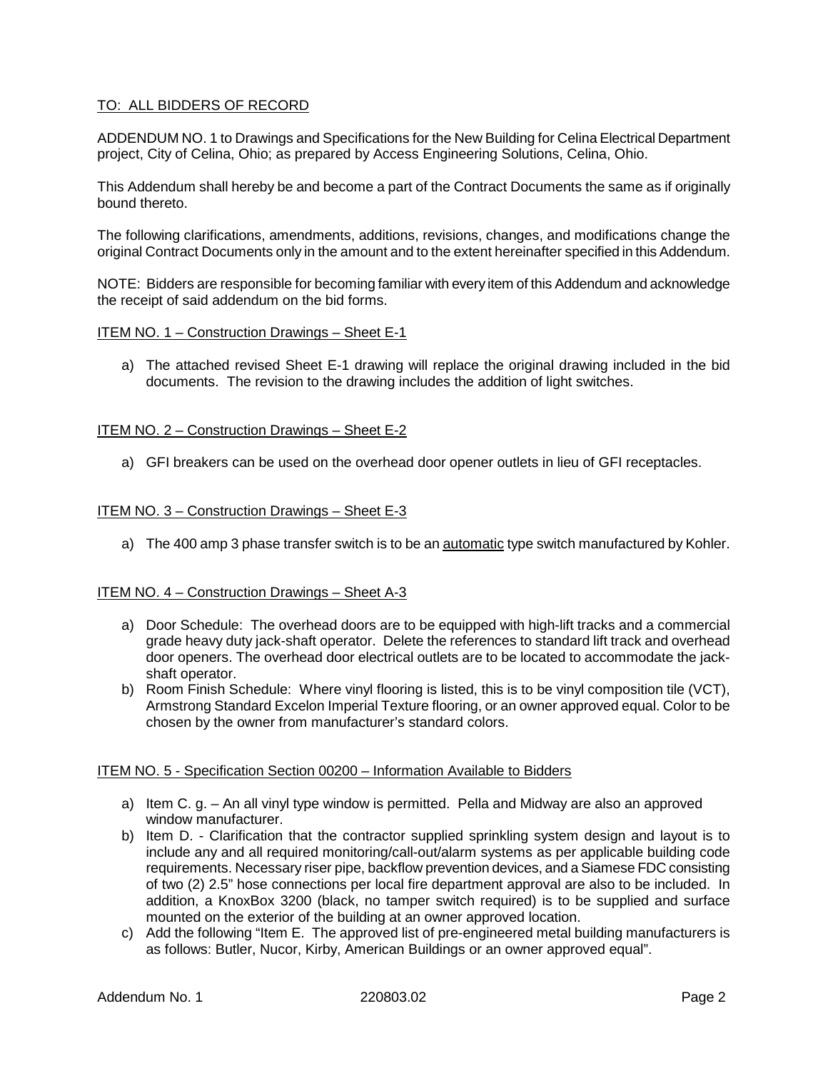TO: ALL BIDDERS OF RECORD

ADDENDUM NO. 1 to Drawings and Specifications for the New Building for Celina Electrical Department project, City of Celina, Ohio; as prepared by Access Engineering Solutions, Celina, Ohio.

This Addendum shall hereby be and become a part of the Contract Documents the same as if originally bound thereto.

The following clarifications, amendments, additions, revisions, changes, and modifications change the original Contract Documents only in the amount and to the extent hereinafter specified in this Addendum.

NOTE: Bidders are responsible for becoming familiar with every item of this Addendum and acknowledge the receipt of said addendum on the bid forms.

ITEM NO. 1 – Construction Drawings – Sheet E-1

a) The attached revised Sheet E-1 drawing will replace the original drawing included in the bid documents. The revision to the drawing includes the addition of light switches.

ITEM NO. 2 – Construction Drawings – Sheet E-2

a) GFI breakers can be used on the overhead door opener outlets in lieu of GFI receptacles.

ITEM NO. 3 – Construction Drawings – Sheet E-3

a) The 400 amp 3 phase transfer switch is to be an automatic type switch manufactured by Kohler.

ITEM NO. 4 – Construction Drawings – Sheet A-3

a) Door Schedule: The overhead doors are to be equipped with high-lift tracks and a commercial grade heavy duty jack-shaft operator. Delete the references to standard lift track and overhead door openers. The overhead door electrical outlets are to be located to accommodate the jack-shaft operator.
b) Room Finish Schedule: Where vinyl flooring is listed, this is to be vinyl composition tile (VCT), Armstrong Standard Excelon Imperial Texture flooring, or an owner approved equal. Color to be chosen by the owner from manufacturer's standard colors.

ITEM NO. 5 - Specification Section 00200 – Information Available to Bidders

a) Item C. g. – An all vinyl type window is permitted. Pella and Midway are also an approved window manufacturer.
b) Item D. - Clarification that the contractor supplied sprinkling system design and layout is to include any and all required monitoring/call-out/alarm systems as per applicable building code requirements. Necessary riser pipe, backflow prevention devices, and a Siamese FDC consisting of two (2) 2.5" hose connections per local fire department approval are also to be included. In addition, a KnoxBox 3200 (black, no tamper switch required) is to be supplied and surface mounted on the exterior of the building at an owner approved location.
c) Add the following "Item E. The approved list of pre-engineered metal building manufacturers is as follows: Butler, Nucor, Kirby, American Buildings or an owner approved equal".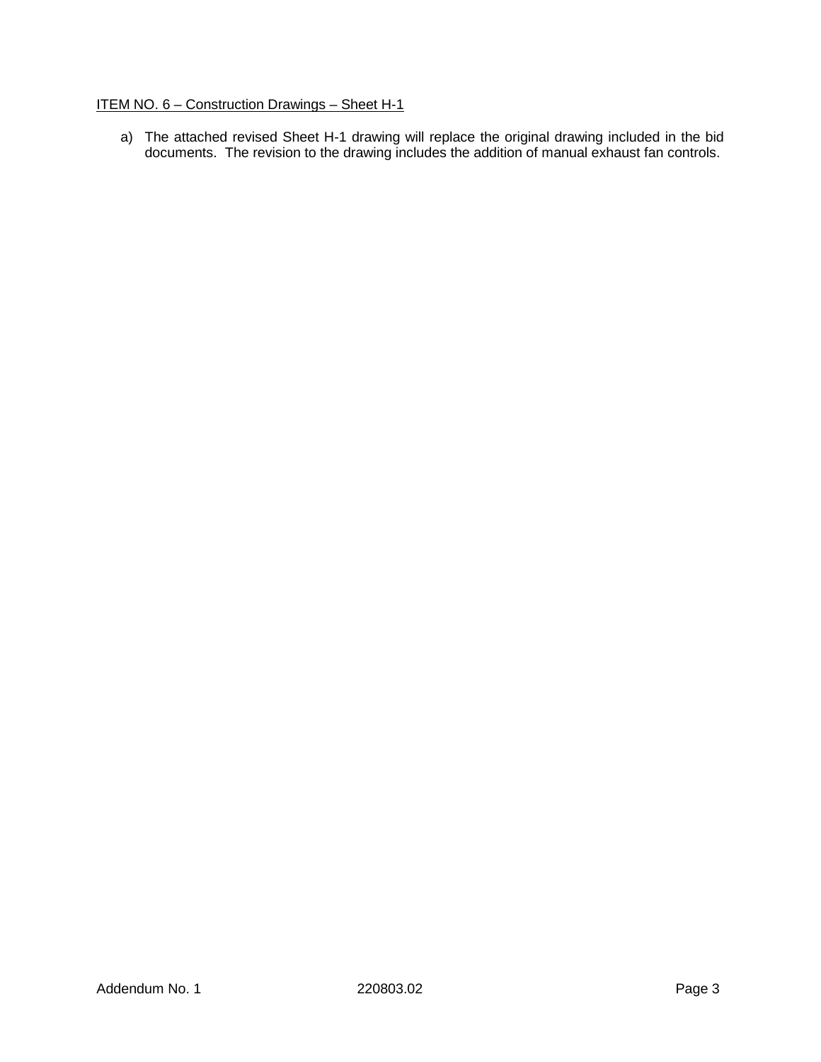<u>ITEM NO. 6 – Construction Drawings – Sheet H-1</u>

a) The attached revised Sheet H-1 drawing will replace the original drawing included in the bid documents. The revision to the drawing includes the addition of manual exhaust fan controls.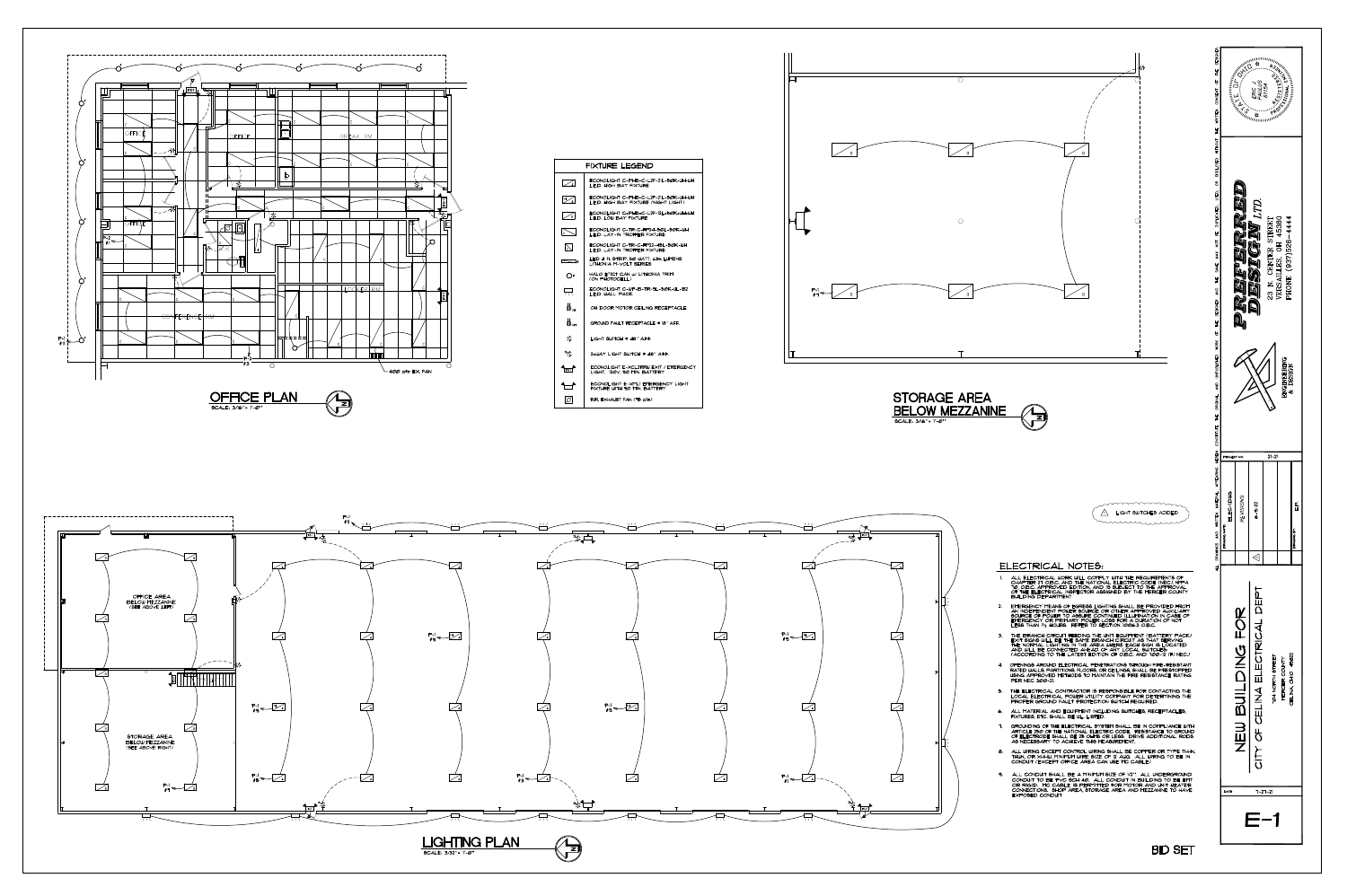## OFFICE PLAN

SCALE: 3/16" = 1'-0"

OFFICE | OFFICE | BREAK RM | OFFICE | CONFERENCE RM | LOCKER RM

400 cfm EX. FAN

P-1 #1 | P-1 #1 | P-1 #3

## FIXTURE LEGEND

| Symbol | Description |
|---|---|
| | ECONOLIGHT C-PHB-C-L2F-21L-50K-UH-UN LED. HIGH BAY FIXTURE |
| | ECONOLIGHT C-PHB-C-L2F-21L-50K-UH-UN LED. HIGH BAY FIXTURE (NIGHT LIGHT) |
| | ECONOLIGHT C-PMBC-L2F-8L-50K-UH-UN LED. LOW BAY FIXTURE |
| | ECONOLIGHT C-TR-C-RP24-50L-50K-UN LED. LAY-IN TROFFER FIXTURE |
| | ECONOLIGHT C-TR-C-RP22-45L-50K-UN LED. LAY-IN TROFFER FIXTURE |
| | LED 4 ft STRIP, 36 WATT, 4.5K LUMENS LITHONIA M-VOLT SERIES |
| | HALO 6"/GT CAN w/ LITHONIA TRIM (ON PHOTOCELL) |
| | ECONOLIGHT C-WP-B-TR-5L-50K-UL-B2 LED. WALL PACK |
| | ON DOOR MOTOR CEILING RECEPTACLE |
| | GROUND FAULT RECEPTACLE @ 18" AFF. |
| | LIGHT SWITCH @ 48" AFF. |
| | 3-WAY LIGHT SWITCH @ 48" AFF. |
| | ECONOLIGHT E-XCL2RW EXIT / EMERGENCY LIGHT, 120V, 90 MIN. BATTERY |
| | ECONOLIGHT E-XTLI EMERGENCY LIGHT FIXTURE WITH 90 MIN BATTERY |
| | RR. EXHAUST FAN (75 cfm) |

## STORAGE AREA BELOW MEZZANINE

SCALE: 3/16" = 1'-0"

P-1 #7

## LIGHTING PLAN

SCALE: 3/32" = 1'-0"

OFFICE AREA BELOW MEZZANINE (SEE ABOVE LEFT)

STORAGE AREA BELOW MEZZANINE (SEE ABOVE RIGHT)

P-1 #1 | P-1 #3 | P-1 #5 | P-1 #4 | P-1 #2 | P-1 #6 | P-1 #5 | P-1 #3 | P-1 #1 | P-1 #7

△ LIGHT SWITCHES ADDED

## ELECTRICAL NOTES:

1. ALL ELECTRICAL WORK WILL COMPLY WITH THE REQUIREMENTS OF CHAPTER 27 O.B.C. AND THE NATIONAL ELECTRIC CODE (NEC) NFPA 70 O.B.C. APPROVED EDITION, AND IS SUBJECT TO THE APPROVAL OF THE ELECTRICAL INSPECTOR ASSIGNED BY THE MERCER COUNTY BUILDING DEPARTMENT.
2. EMERGENCY MEANS OF EGRESS LIGHTING SHALL BE PROVIDED FROM AN INDEPENDENT POWER SOURCE OR OTHER APPROVED AUXILIARY SOURCE OF POWER TO ASSURE CONTINUED ILLUMINATION IN CASE OF EMERGENCY OR PRIMARY POWER LOSS FOR A DURATION OF NOT LESS THAN 1½ HOURS. REFER TO SECTION 1008.3 O.B.C.
3. THE BRANCH CIRCUIT FEEDING THE UNIT EQUIPMENT (BATTERY PACK) EXIT SIGNS WILL BE THE SAME BRANCH CIRCUIT AS THAT SERVING THE NORMAL LIGHTING IN THE AREA WHERE EACH SIGN IS LOCATED AND WILL BE CONNECTED AHEAD OF ANY LOCAL SWITCHES (ACCORDING TO THE LATEST EDITION OF O.B.C. AND 700-12 (F) NEC)
4. OPENINGS AROUND ELECTRICAL PENETRATIONS THROUGH FIRE-RESISTANT RATED WALLS, PARTITIONS, FLOORS, OR CEILINGS, SHALL BE FIRESTOPPED USING APPROVED METHODS TO MAINTAIN THE FIRE RESISTANCE RATING PER NEC 300-21.
5. THE ELECTRICAL CONTRACTOR IS RESPONSIBLE FOR CONTACTING THE LOCAL ELECTRICAL POWER UTILITY COMPANY FOR DETERMINING THE PROPER GROUND FAULT PROTECTION SWITCH REQUIRED.
6. ALL MATERIAL AND EQUIPMENT INCLUDING SWITCHES, RECEPTACLES, FIXTURES, ETC. SHALL BE UL LISTED.
7. GROUNDING OF THE ELECTRICAL SYSTEM SHALL BE IN COMPLIANCE WITH ARTICLE 250 OF THE NATIONAL ELECTRIC CODE. RESISTANCE TO GROUND OF ELECTRODE SHALL BE 25 OHMS OR LESS. DRIVE ADDITIONAL RODS AS NECESSARY TO ACHIEVE THIS MEASUREMENT.
8. ALL WIRING EXCEPT CONTROL WIRING SHALL BE COPPER OR TYPE THHN, THWN OR XHHW. MINIMUM WIRE SIZE OF 12 AWG. ALL WIRING TO BE IN CONDUIT (EXCEPT OFFICE AREA CAN USE MC CABLE)
9. ALL CONDUIT SHALL BE A MINIMUM SIZE OF ½". ALL UNDERGROUND CONDUIT TO BE PVC SCH 40. ALL CONDUIT IN BUILDING TO BE EMT OR RIGID. MC CABLE IS PERMITTED FOR MOTOR AND UNIT HEATER CONNECTIONS. SHOP AREA, STORAGE AREA AND MEZZANINE TO HAVE EXPOSED CONDUIT.

BID SET

---

STATE OF OHIO — ERIC J. PAULUS — E-74734 — REGISTERED PROFESSIONAL ENGINEER

**PREFERRED DESIGN LTD.**
23 E. CENTER STREET
VERSAILLES, OH 45380
PHONE (937)526-4444

ENGINEERING & DESIGN

PROJECT NO. 21-21

REVISIONS: △ 6-15-22

DRAWN BY: E.P.

## NEW BUILDING FOR CITY OF CELINA ELECTRICAL DEPT

704 NORTH STREET
MERCER COUNTY
CELINA, OHIO 45822

DATE: 7-21-21

E-1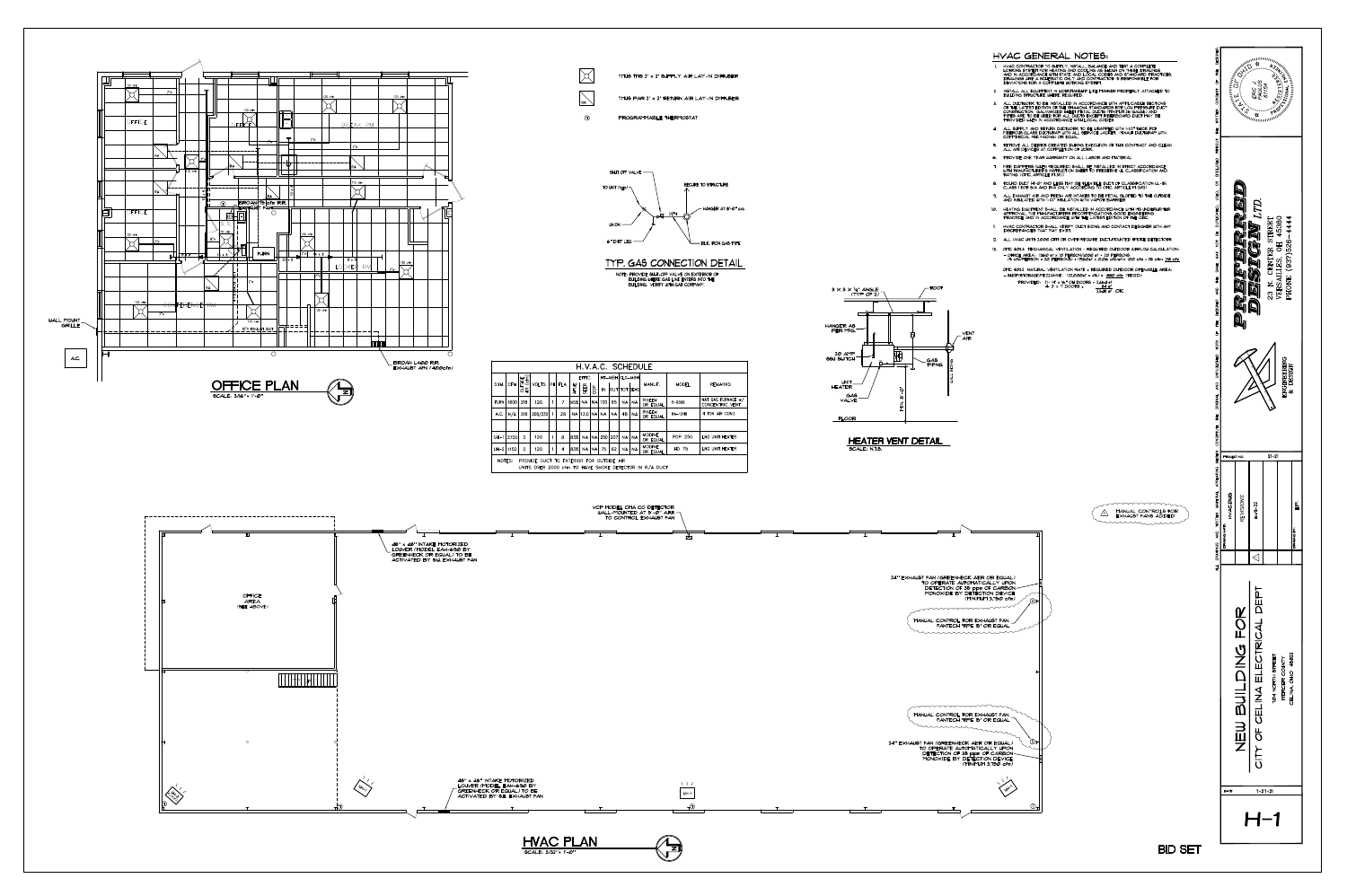## HVAC GENERAL NOTES:

1. HVAC CONTRACTOR TO SUPPLY, INSTALL, BALANCE AND TEST A COMPLETE WORKING SYSTEM FOR HEATING AND COOLING AS SHOWN ON THESE DRAWINGS AND IN ACCORDANCE WITH STATE AND LOCAL CODES AND STANDARD PRACTICES. DRAWINGS ARE A SCHEMATIC ONLY AND CONTRACTOR IS RESPONSIBLE FOR DEVIATIONS FOR A COMPLETE WORKING SYSTEM.
2. INSTALL ALL EQUIPMENT IN WORKMANSHIP LIKE MANNER PROPERLY ATTACHED TO BUILDING STRUCTURE WHERE REQUIRED.
3. ALL DUCTWORK TO BE INSTALLED IN ACCORDANCE WITH APPLICABLE SECTIONS OF THE LATEST EDITION OF THE SMACNA STANDARDS FOR LOW PRESSURE DUCT CONSTRUCTION. GALVANIZED SHEET METAL DUCTS (TYP.) OR IN GAUGE AND TYPES ARE TO BE USED FOR ALL DUCTS EXCEPT FIBERBOARD DUCT MAY BE PROVIDED WHEN IN ACCORDANCE WITH LOCAL CODES.
4. ALL SUPPLY AND RETURN DUCTWORK TO BE WRAPPED WITH 1-1/2" THICK FOIL FACED FIBERGLASS INSULATION WITH ALL SERVICE JACKET. KNAUF DUCTWRAP WITH CONTINUOUS FSK FACING OR EQUAL.
5. REMOVE ALL DEBRIS CREATED DURING EXECUTION OF THIS CONTRACT AND CLEAN ALL AIR DEVICES AT COMPLETION OF WORK.
6. PROVIDE ONE YEAR WARRANTY ON ALL LABOR AND MATERIAL.
7. FIRE DAMPERS WHEN REQUIRED SHALL BE INSTALLED IN STRICT ACCORDANCE WITH MANUFACTURER'S INSTRUCTION SHEET TO PRESERVE UL CLASSIFICATION AND RATING (OMC ARTICLE M 3603).
8. ROUND DUCT 14"Ø AND LESS MAY BE FLEXIBLE DUCT OR CLASSIFICATION UL-181 CLASS 1 (OMC 504 AND 506 ONLY) ACCORDING TO OMC ARTICLE M 3603.
9. ALL EXHAUST AIR AND FRESH AIR INTAKES TO BE METAL SLOPED TO THE OUTSIDE AND INSULATED WITH 1/2" INSULATION WITH VAPOR BARRIER.
10. HEATING EQUIPMENT SHALL BE INSTALLED IN ACCORDANCE WITH UNDERWRITER APPROVAL, THE MANUFACTURERS RECOMMENDATIONS, GOOD ENGINEERING PRACTICE AND IN ACCORDANCE WITH THE LATEST EDITION OF THE OBC.
11. HVAC CONTRACTOR SHALL VERIFY DUCT SIZING AND CONTACT DESIGNER WITH ANY DISCREPANCIES THAT MAY EXIST.
12. ALL HVAC UNITS 2,000 CFM OR OVER REQUIRE DUCT-MOUNTED SMOKE DETECTORS.
13. OMC 403.3 MECHANICAL VENTILATION - REQUIRED OUTDOOR AIRFLOW CALCULATION:
    - OFFICE AREA: 1360 sf × 10 PERSONS/1000 sf = 13 PERSONS (5 cfm/PERSON × 13 PERSONS) + (1360sf × 0.06 cfm/sf) = 150 cfm = 15 cfm **25 cfm**

OMC 403.2 NATURAL VENTILATION RATE = REQUIRED OUTDOOR OPERABLE AREA:
- SHOP/STORAGE/MEZZANINE: (12,500sf × 4%) = **500 sf** REQ'D

PROVIDED: (1) 14' × 14' OH DOORS = 1,568 sf / (4) 3' × 7' DOORS = 84 sf / 1,652 sf OK

| SYMBOL | DESCRIPTION |
|---|---|
| ☒ | THIS TYPE 2' × 2' SUPPLY AIR LAY-IN DIFFUSER |
| RA | THIS TYPE 2' × 2' RETURN AIR LAY-IN DIFFUSER |
| ① | PROGRAMMABLE THERMOSTAT |

## TYP. GAS CONNECTION DETAIL

SHUT OFF VALVE
TO UNIT (typ)
REDUCE TO STRUCTURE
HANGER AT 8'-0" o.c.
UNION
6" DIRT LEG
BLK. IRON GAS PIPE

NOTE: PROVIDE SHUT-OFF VALVE ON EXTERIOR OF BUILDING WHERE GAS LINE ENTERS INTO THE BUILDING. VERIFY WITH GAS COMPANY.

## HEATER VENT DETAIL
SCALE: N.T.S.

3 × 3 × ¼" ANGLE (TYP OF 2)
ROOF
HANGER AS PER MFG.
20 AMP 480 SWITCH
UNIT HEATER
GAS VALVE
GAS PIPING
VENT AIR
MIN. 8'-0"
FLOOR

## H.V.A.C. SCHEDULE

| SYM | CFM | O.A. (CFM) | VOLTS | PH | FLA | MIN. SEER | EFFIC. | HT-MBH IN | HT-MBH OUT | CL-MBH TOT | CL-MBH SENS | MANUF. | MODEL | REMARKS |
|---|---|---|---|---|---|---|---|---|---|---|---|---|---|---|
| FURN | 1600 | 315 | 120 | 1 | 7 | | 95% | NA | 100 | 95 | NA | RHEEM OR EQUAL | R-95B | NAT GAS FURNACE w/ CONCENTRIC VENT |
| A.C. | N/A | 315 | 208/230 | 1 | 26 | NA | 13.0 | NA | NA | 48 | NA | RHEEM OR EQUAL | RA-1348 | 4 TON AIR COND. |
| UH-1 | 3700 | 0 | 120 | 1 | 8 | | 83% | NA | NA | 250 | 207 | MODINE OR EQUAL | PDP 250 | GAS UNIT HEATER |
| UH-2 | 1150 | 0 | 120 | 1 | 4 | | 83% | NA | NA | 75 | 62 | MODINE OR EQUAL | HD 75 | GAS UNIT HEATER |

NOTES: PROVIDE DUCT TO EXTERIOR FOR OUTSIDE AIR. UNITS OVER 2000 cfm TO HAVE SMOKE DETECTOR IN R/A DUCT

## OFFICE PLAN
SCALE: 3/16" = 1'-0"

OFFICE
OFFICE
BREAK RM
BROAN 70 cfm RR EXHAUST FAN
FURN
LIVING RM
CONFERENCE RM
WALL MOUNT GRILLE
A.C.
BROAN L400 RR EXHAUST FAN (400cfm)

## HVAC PLAN
SCALE: 3/32" = 1'-0"

VCP MODEL CHA CO DETECTOR WALL-MOUNTED AT 5'-0" AFF TO CONTROL EXHAUST FAN

48" × 48" INTAKE MOTORIZED LOUVER (MODEL EAH-650 BY GREENHECK OR EQUAL) TO BE ACTIVATED BY 24" EXHAUST FAN

OFFICE AREA (SEE ABOVE)

24" EXHAUST FAN (GREENHECK AER OR EQUAL) TO OPERATE AUTOMATICALLY UPON DETECTION OF 35 ppm OF CARBON MONOXIDE BY DETECTION DEVICE (MINIMUM 3,750 cfm)

MANUAL CONTROL FOR EXHAUST FAN. FANTECH 'RPE' OR EQUAL

MANUAL CONTROL FOR EXHAUST FAN. FANTECH 'RPE' OR EQUAL

24" EXHAUST FAN (GREENHECK AER OR EQUAL) TO OPERATE AUTOMATICALLY UPON DETECTION OF 35 ppm OF CARBON MONOXIDE BY DETECTION DEVICE (MINIMUM 3,750 cfm)

48" × 48" INTAKE MOTORIZED LOUVER (MODEL EAH-650 BY GREENHECK OR EQUAL) TO BE ACTIVATED BY 24" EXHAUST FAN

UH-1
UH-2

△ MANUAL CONTROLS FOR EXHAUST FANS ADDED

BID SET

---

**PREFERRED DESIGN LTD.**
23 N. CENTER STREET
VERSAILLES, OH 45380
PHONE (937)526-4444

ENGINEERING & DESIGN

STATE OF OHIO — ERIC J. PAULUS — E-71254 — REGISTERED

PROJECT NO.: 21-21

DRAWING NAME: HVAC/DWG

REVISIONS: △ 6-8-22

DRAWN BY: EP

**NEW BUILDING FOR**
**CITY OF CELINA ELECTRICAL DEPT**
164 NORTH STREET
MERCER COUNTY
CELINA, OHIO 45822

DATE: 1-21-21

**H-1**

ALL DRAWINGS AND WRITTEN MATERIAL APPEARING HEREIN CONSTITUTE THE ORIGINAL AND UNPUBLISHED WORK OF THE DESIGNER AND THE SAME MAY NOT BE DUPLICATED, USED, OR DISCLOSED WITHOUT THE WRITTEN CONSENT OF THE DESIGNER.